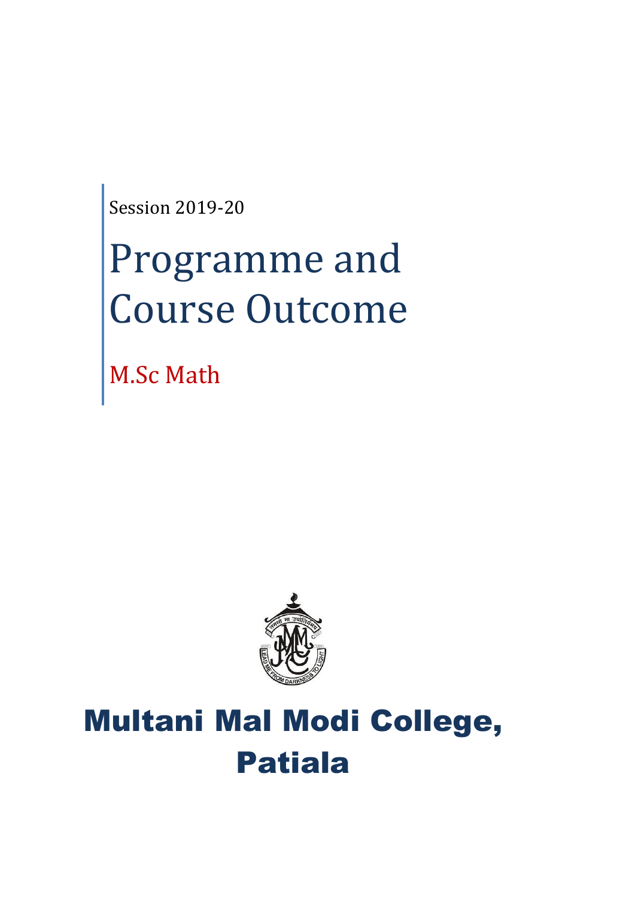Session 2019-20

# Programme and Course Outcome

## M.Sc Math

# Multani Mal Modi College, Patiala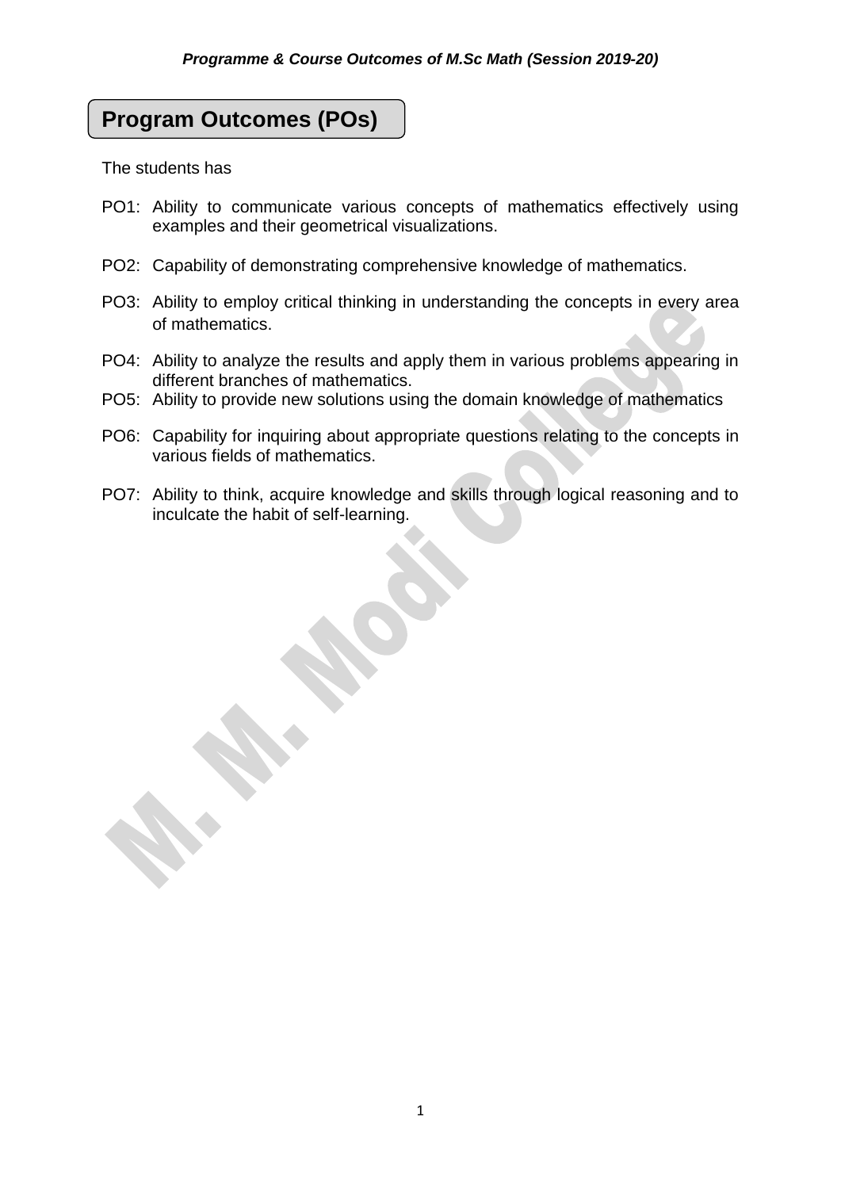## Program Outcomes (POs)

The students has

PO1: Ability to communicate various concepts of mathematics effectively using examples and their geometrical visualizations.

PO2: Capability of demonstrating comprehensive knowledge of mathematics.

PO3: Ability to employ critical thinking in understanding the concepts in every area of mathematics.

PO4: Ability to analyze the results and apply them in various problems appearing in different branches of mathematics.

PO5: Ability to provide new solutions using the domain knowledge of mathematics

PO6: Capability for inquiring about appropriate questions relating to the concepts in various fields of mathematics.

PO7: Ability to think, acquire knowledge and skills through logical reasoning and to inculcate the habit of self-learning.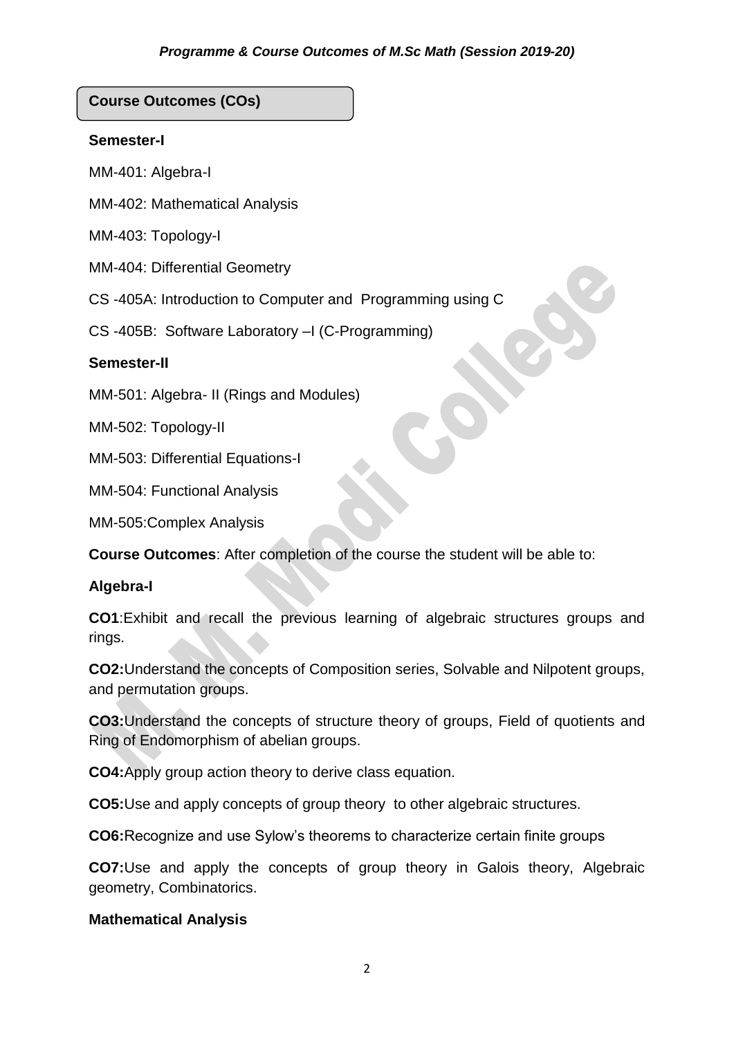## Course Outcomes (COs)

### Semester-I

MM-401: Algebra-I

MM-402: Mathematical Analysis

MM-403: Topology-I

MM-404: Differential Geometry

CS -405A: Introduction to Computer and Programming using C

CS -405B: Software Laboratory –I (C-Programming)

### Semester-II

MM-501: Algebra- II (Rings and Modules)

MM-502: Topology-II

MM-503: Differential Equations-I

MM-504: Functional Analysis

MM-505:Complex Analysis

**Course Outcomes**: After completion of the course the student will be able to:

### Algebra-I

**CO1**:Exhibit and recall the previous learning of algebraic structures groups and rings.

**CO2:**Understand the concepts of Composition series, Solvable and Nilpotent groups, and permutation groups.

**CO3:**Understand the concepts of structure theory of groups, Field of quotients and Ring of Endomorphism of abelian groups.

**CO4:**Apply group action theory to derive class equation.

**CO5:**Use and apply concepts of group theory to other algebraic structures.

**CO6:**Recognize and use Sylow's theorems to characterize certain finite groups

**CO7:**Use and apply the concepts of group theory in Galois theory, Algebraic geometry, Combinatorics.

### Mathematical Analysis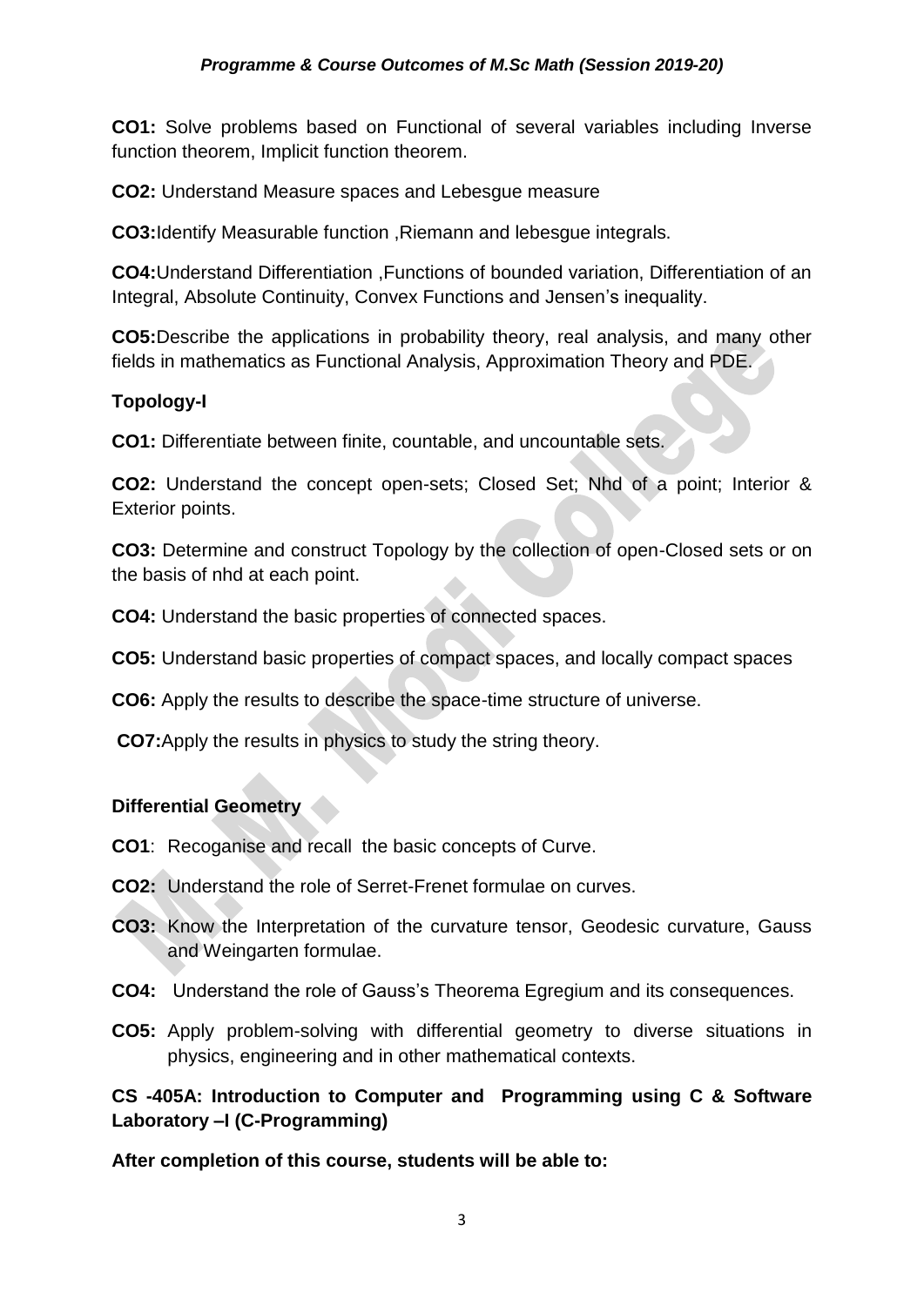**CO1:** Solve problems based on Functional of several variables including Inverse function theorem, Implicit function theorem.

**CO2:** Understand Measure spaces and Lebesgue measure

**CO3:**Identify Measurable function ,Riemann and lebesgue integrals.

**CO4:**Understand Differentiation ,Functions of bounded variation, Differentiation of an Integral, Absolute Continuity, Convex Functions and Jensen's inequality.

**CO5:**Describe the applications in probability theory, real analysis, and many other fields in mathematics as Functional Analysis, Approximation Theory and PDE.

**Topology-I**

**CO1:** Differentiate between finite, countable, and uncountable sets.

**CO2:** Understand the concept open-sets; Closed Set; Nhd of a point; Interior & Exterior points.

**CO3:** Determine and construct Topology by the collection of open-Closed sets or on the basis of nhd at each point.

**CO4:** Understand the basic properties of connected spaces.

**CO5:** Understand basic properties of compact spaces, and locally compact spaces

**CO6:** Apply the results to describe the space-time structure of universe.

**CO7:**Apply the results in physics to study the string theory.

**Differential Geometry**

**CO1**: Recoganise and recall the basic concepts of Curve.

**CO2:** Understand the role of Serret-Frenet formulae on curves.

**CO3:** Know the Interpretation of the curvature tensor, Geodesic curvature, Gauss and Weingarten formulae.

**CO4:** Understand the role of Gauss's Theorema Egregium and its consequences.

**CO5:** Apply problem-solving with differential geometry to diverse situations in physics, engineering and in other mathematical contexts.

**CS -405A: Introduction to Computer and Programming using C & Software Laboratory –I (C-Programming)**

**After completion of this course, students will be able to:**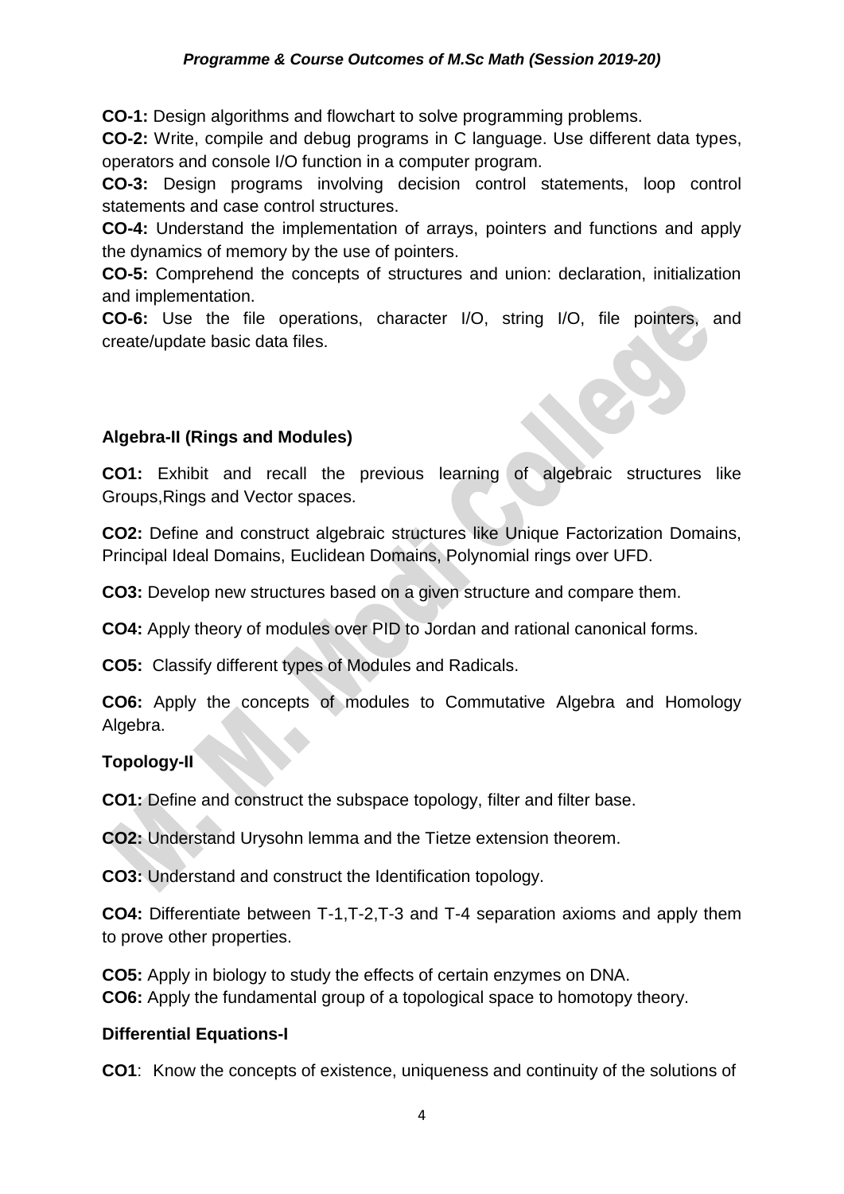**CO-1:** Design algorithms and flowchart to solve programming problems.

**CO-2:** Write, compile and debug programs in C language. Use different data types, operators and console I/O function in a computer program.

**CO-3:** Design programs involving decision control statements, loop control statements and case control structures.

**CO-4:** Understand the implementation of arrays, pointers and functions and apply the dynamics of memory by the use of pointers.

**CO-5:** Comprehend the concepts of structures and union: declaration, initialization and implementation.

**CO-6:** Use the file operations, character I/O, string I/O, file pointers, and create/update basic data files.

### Algebra-II (Rings and Modules)

**CO1:** Exhibit and recall the previous learning of algebraic structures like Groups,Rings and Vector spaces.

**CO2:** Define and construct algebraic structures like Unique Factorization Domains, Principal Ideal Domains, Euclidean Domains, Polynomial rings over UFD.

**CO3:** Develop new structures based on a given structure and compare them.

**CO4:** Apply theory of modules over PID to Jordan and rational canonical forms.

**CO5:** Classify different types of Modules and Radicals.

**CO6:** Apply the concepts of modules to Commutative Algebra and Homology Algebra.

### Topology-II

**CO1:** Define and construct the subspace topology, filter and filter base.

**CO2:** Understand Urysohn lemma and the Tietze extension theorem.

**CO3:** Understand and construct the Identification topology.

**CO4:** Differentiate between T-1,T-2,T-3 and T-4 separation axioms and apply them to prove other properties.

**CO5:** Apply in biology to study the effects of certain enzymes on DNA.

**CO6:** Apply the fundamental group of a topological space to homotopy theory.

### Differential Equations-I

**CO1**: Know the concepts of existence, uniqueness and continuity of the solutions of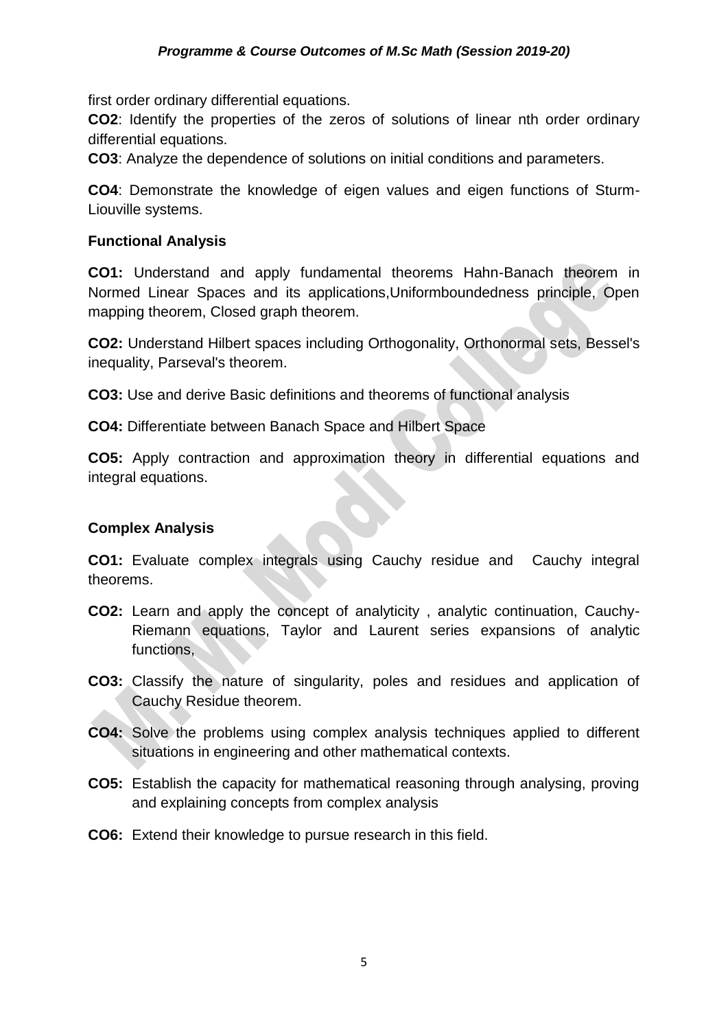first order ordinary differential equations.

**CO2**: Identify the properties of the zeros of solutions of linear nth order ordinary differential equations.

**CO3**: Analyze the dependence of solutions on initial conditions and parameters.

**CO4**: Demonstrate the knowledge of eigen values and eigen functions of Sturm-Liouville systems.

**Functional Analysis**

**CO1:** Understand and apply fundamental theorems Hahn-Banach theorem in Normed Linear Spaces and its applications,Uniformboundedness principle, Open mapping theorem, Closed graph theorem.

**CO2:** Understand Hilbert spaces including Orthogonality, Orthonormal sets, Bessel's inequality, Parseval's theorem.

**CO3:** Use and derive Basic definitions and theorems of functional analysis

**CO4:** Differentiate between Banach Space and Hilbert Space

**CO5:** Apply contraction and approximation theory in differential equations and integral equations.

**Complex Analysis**

**CO1:** Evaluate complex integrals using Cauchy residue and Cauchy integral theorems.

**CO2:** Learn and apply the concept of analyticity , analytic continuation, Cauchy-Riemann equations, Taylor and Laurent series expansions of analytic functions,

**CO3:** Classify the nature of singularity, poles and residues and application of Cauchy Residue theorem.

**CO4:** Solve the problems using complex analysis techniques applied to different situations in engineering and other mathematical contexts.

**CO5:** Establish the capacity for mathematical reasoning through analysing, proving and explaining concepts from complex analysis

**CO6:** Extend their knowledge to pursue research in this field.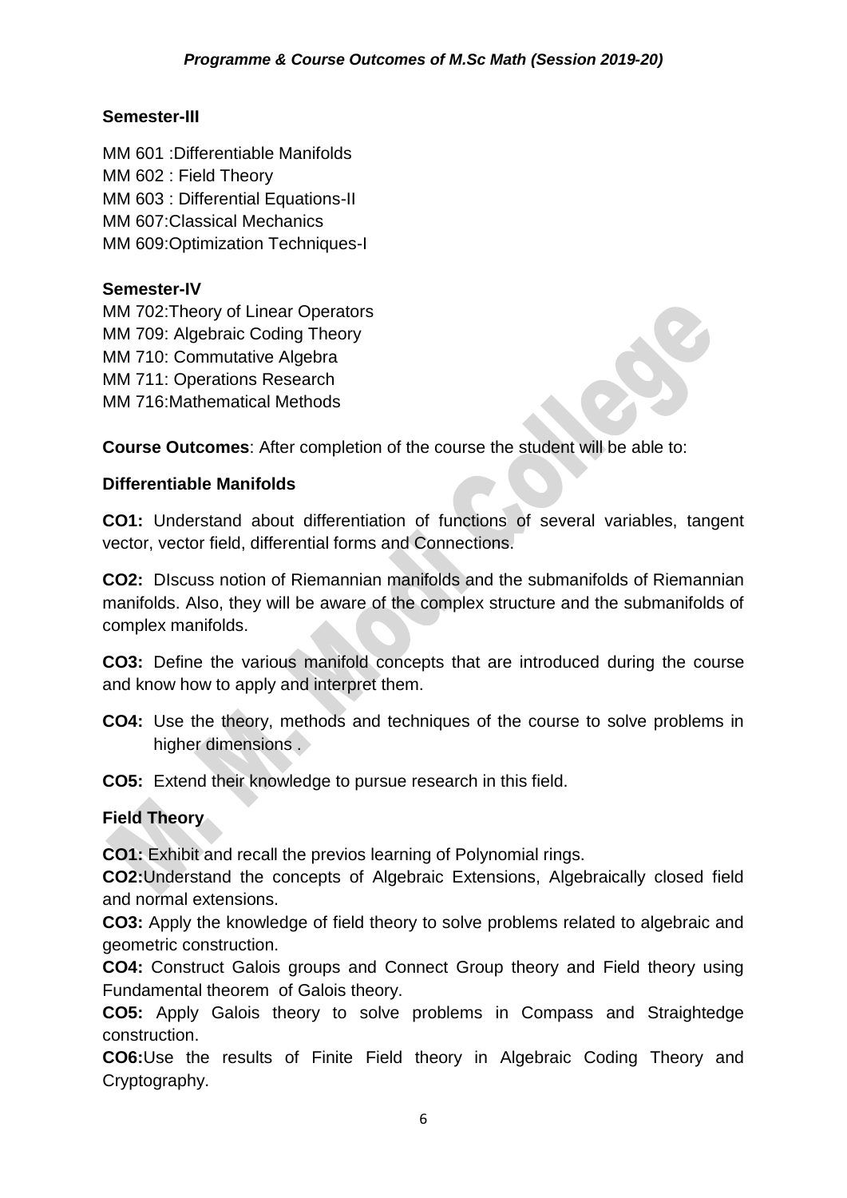**Semester-III**

MM 601 :Differentiable Manifolds
MM 602 : Field Theory
MM 603 : Differential Equations-II
MM 607:Classical Mechanics
MM 609:Optimization Techniques-I

**Semester-IV**

MM 702:Theory of Linear Operators
MM 709: Algebraic Coding Theory
MM 710: Commutative Algebra
MM 711: Operations Research
MM 716:Mathematical Methods

**Course Outcomes**: After completion of the course the student will be able to:

**Differentiable Manifolds**

**CO1:** Understand about differentiation of functions of several variables, tangent vector, vector field, differential forms and Connections.

**CO2:** DIscuss notion of Riemannian manifolds and the submanifolds of Riemannian manifolds. Also, they will be aware of the complex structure and the submanifolds of complex manifolds.

**CO3:** Define the various manifold concepts that are introduced during the course and know how to apply and interpret them.

**CO4:** Use the theory, methods and techniques of the course to solve problems in higher dimensions .

**CO5:** Extend their knowledge to pursue research in this field.

**Field Theory**

**CO1:** Exhibit and recall the previos learning of Polynomial rings.
**CO2:**Understand the concepts of Algebraic Extensions, Algebraically closed field and normal extensions.
**CO3:** Apply the knowledge of field theory to solve problems related to algebraic and geometric construction.
**CO4:** Construct Galois groups and Connect Group theory and Field theory using Fundamental theorem of Galois theory.
**CO5:** Apply Galois theory to solve problems in Compass and Straightedge construction.
**CO6:**Use the results of Finite Field theory in Algebraic Coding Theory and Cryptography.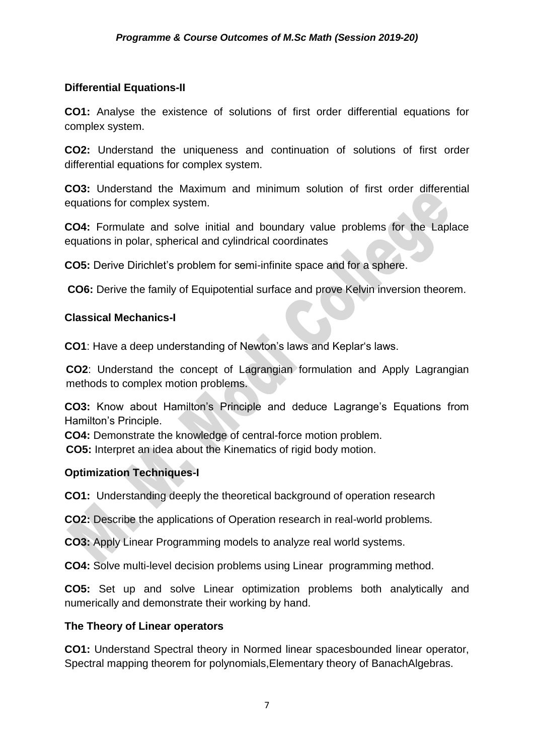### Differential Equations-II

**CO1:** Analyse the existence of solutions of first order differential equations for complex system.

**CO2:** Understand the uniqueness and continuation of solutions of first order differential equations for complex system.

**CO3:** Understand the Maximum and minimum solution of first order differential equations for complex system.

**CO4:** Formulate and solve initial and boundary value problems for the Laplace equations in polar, spherical and cylindrical coordinates

**CO5:** Derive Dirichlet's problem for semi-infinite space and for a sphere.

**CO6:** Derive the family of Equipotential surface and prove Kelvin inversion theorem.

### Classical Mechanics-I

**CO1**: Have a deep understanding of Newton's laws and Keplar's laws.

**CO2**: Understand the concept of Lagrangian formulation and Apply Lagrangian methods to complex motion problems.

**CO3:** Know about Hamilton's Principle and deduce Lagrange's Equations from Hamilton's Principle.

**CO4:** Demonstrate the knowledge of central-force motion problem.

**CO5:** Interpret an idea about the Kinematics of rigid body motion.

### Optimization Techniques-I

**CO1:** Understanding deeply the theoretical background of operation research

**CO2:** Describe the applications of Operation research in real-world problems.

**CO3:** Apply Linear Programming models to analyze real world systems.

**CO4:** Solve multi-level decision problems using Linear programming method.

**CO5:** Set up and solve Linear optimization problems both analytically and numerically and demonstrate their working by hand.

### The Theory of Linear operators

**CO1:** Understand Spectral theory in Normed linear spacesbounded linear operator, Spectral mapping theorem for polynomials,Elementary theory of BanachAlgebras.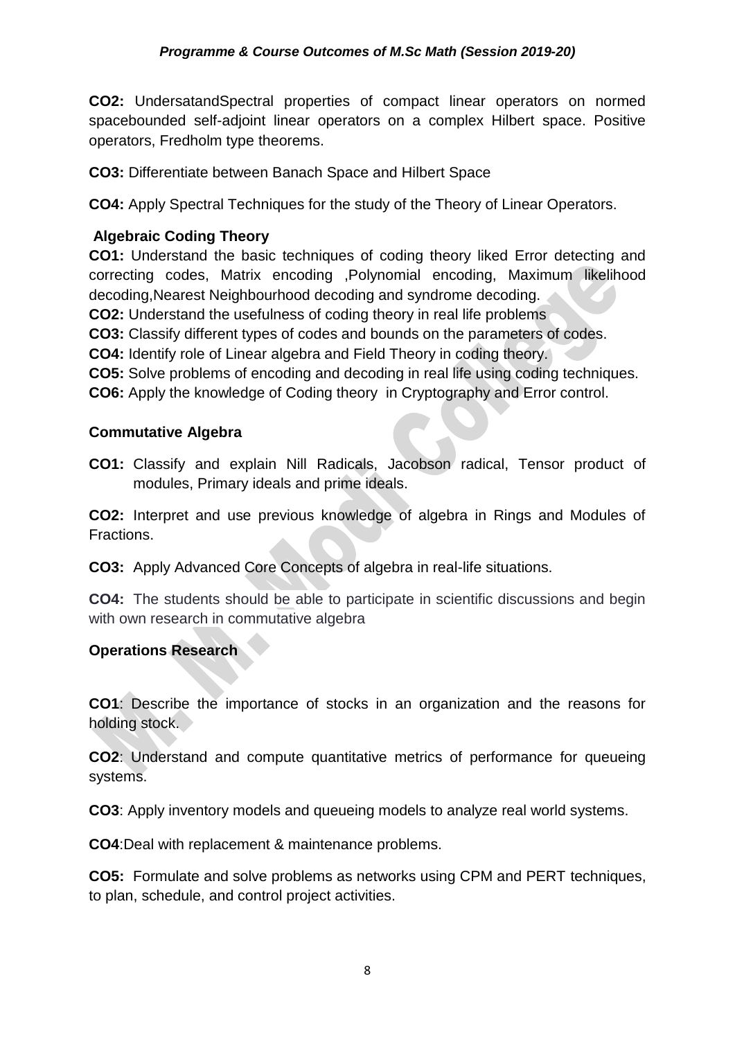**CO2:** UndersatandSpectral properties of compact linear operators on normed spacebounded self-adjoint linear operators on a complex Hilbert space. Positive operators, Fredholm type theorems.

**CO3:** Differentiate between Banach Space and Hilbert Space

**CO4:** Apply Spectral Techniques for the study of the Theory of Linear Operators.

**Algebraic Coding Theory**

**CO1:** Understand the basic techniques of coding theory liked Error detecting and correcting codes, Matrix encoding ,Polynomial encoding, Maximum likelihood decoding,Nearest Neighbourhood decoding and syndrome decoding.
**CO2:** Understand the usefulness of coding theory in real life problems
**CO3:** Classify different types of codes and bounds on the parameters of codes.
**CO4:** Identify role of Linear algebra and Field Theory in coding theory.
**CO5:** Solve problems of encoding and decoding in real life using coding techniques.
**CO6:** Apply the knowledge of Coding theory in Cryptography and Error control.

**Commutative Algebra**

**CO1:** Classify and explain Nill Radicals, Jacobson radical, Tensor product of modules, Primary ideals and prime ideals.

**CO2:** Interpret and use previous knowledge of algebra in Rings and Modules of Fractions.

**CO3:** Apply Advanced Core Concepts of algebra in real-life situations.

**CO4:** The students should be able to participate in scientific discussions and begin with own research in commutative algebra

**Operations Research**

**CO1**: Describe the importance of stocks in an organization and the reasons for holding stock.

**CO2**: Understand and compute quantitative metrics of performance for queueing systems.

**CO3**: Apply inventory models and queueing models to analyze real world systems.

**CO4**:Deal with replacement & maintenance problems.

**CO5:** Formulate and solve problems as networks using CPM and PERT techniques, to plan, schedule, and control project activities.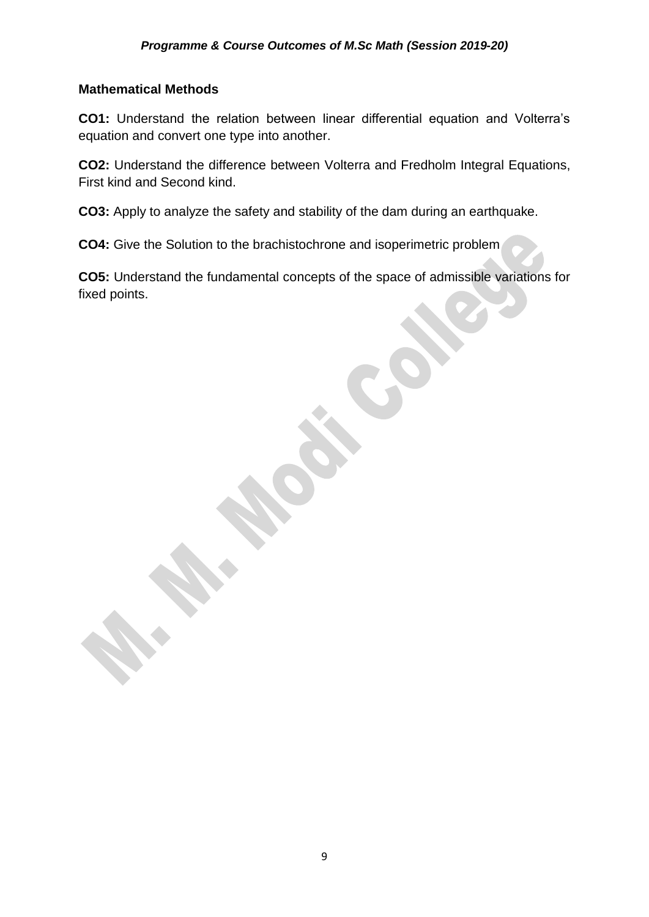## Mathematical Methods

**CO1:** Understand the relation between linear differential equation and Volterra's equation and convert one type into another.

**CO2:** Understand the difference between Volterra and Fredholm Integral Equations, First kind and Second kind.

**CO3:** Apply to analyze the safety and stability of the dam during an earthquake.

**CO4:** Give the Solution to the brachistochrone and isoperimetric problem

**CO5:** Understand the fundamental concepts of the space of admissible variations for fixed points.